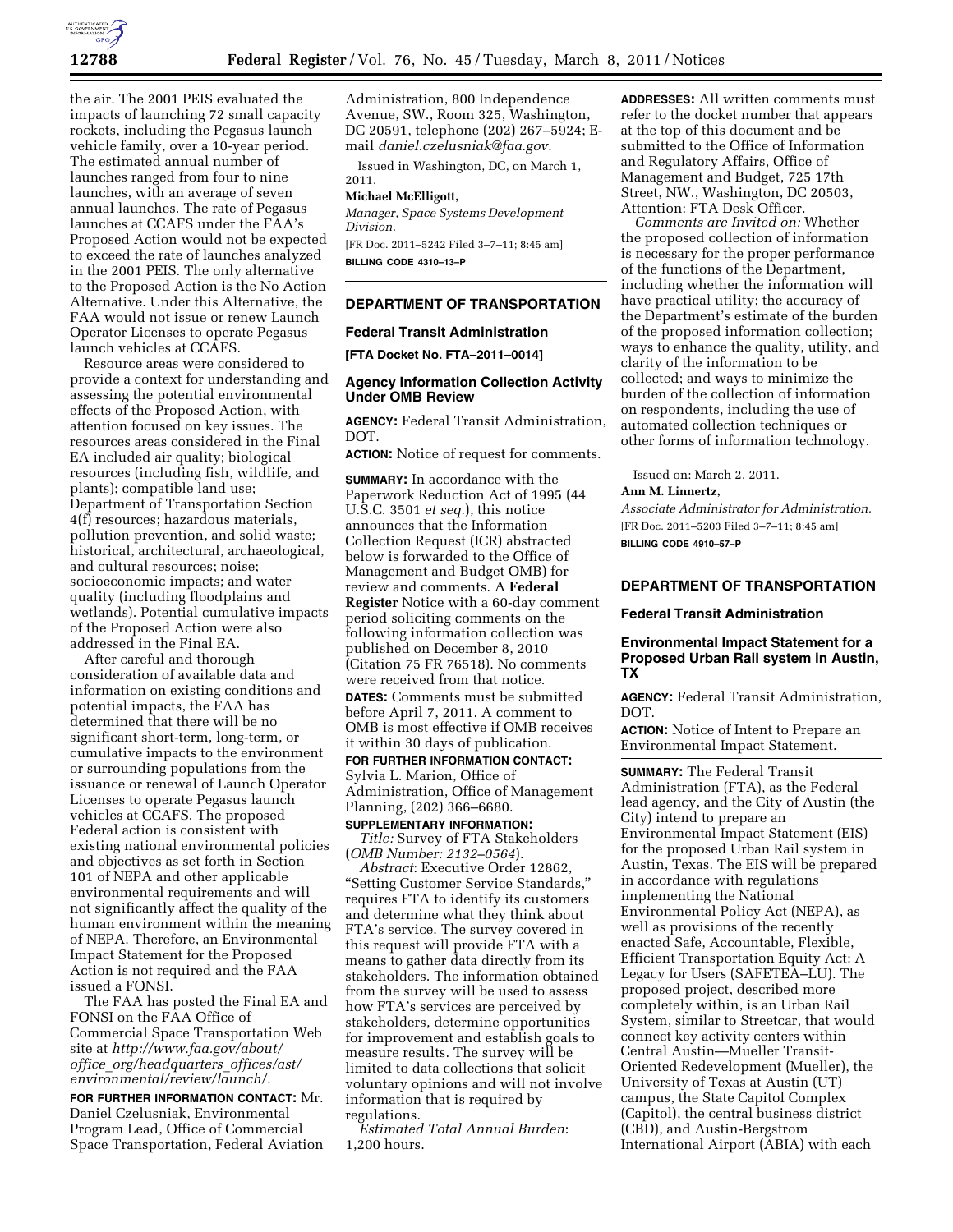the air. The 2001 PEIS evaluated the impacts of launching 72 small capacity rockets, including the Pegasus launch vehicle family, over a 10-year period. The estimated annual number of launches ranged from four to nine launches, with an average of seven annual launches. The rate of Pegasus launches at CCAFS under the FAA's Proposed Action would not be expected to exceed the rate of launches analyzed in the 2001 PEIS. The only alternative to the Proposed Action is the No Action Alternative. Under this Alternative, the FAA would not issue or renew Launch Operator Licenses to operate Pegasus launch vehicles at CCAFS.

Resource areas were considered to provide a context for understanding and assessing the potential environmental effects of the Proposed Action, with attention focused on key issues. The resources areas considered in the Final EA included air quality; biological resources (including fish, wildlife, and plants); compatible land use; Department of Transportation Section 4(f) resources; hazardous materials, pollution prevention, and solid waste; historical, architectural, archaeological, and cultural resources; noise; socioeconomic impacts; and water quality (including floodplains and wetlands). Potential cumulative impacts of the Proposed Action were also addressed in the Final EA.

After careful and thorough consideration of available data and information on existing conditions and potential impacts, the FAA has determined that there will be no significant short-term, long-term, or cumulative impacts to the environment or surrounding populations from the issuance or renewal of Launch Operator Licenses to operate Pegasus launch vehicles at CCAFS. The proposed Federal action is consistent with existing national environmental policies and objectives as set forth in Section 101 of NEPA and other applicable environmental requirements and will not significantly affect the quality of the human environment within the meaning of NEPA. Therefore, an Environmental Impact Statement for the Proposed Action is not required and the FAA issued a FONSI.

The FAA has posted the Final EA and FONSI on the FAA Office of Commercial Space Transportation Web site at *http://www.faa.gov/about/office_org/headquarters_offices/ast/environmental/review/launch/.*

**FOR FURTHER INFORMATION CONTACT:** Mr. Daniel Czelusniak, Environmental Program Lead, Office of Commercial Space Transportation, Federal Aviation Administration, 800 Independence Avenue, SW., Room 325, Washington, DC 20591, telephone (202) 267–5924; E-mail *daniel.czelusniak@faa.gov.*

Issued in Washington, DC, on March 1, 2011.

**Michael McElligott,**

*Manager, Space Systems Development Division.*

[FR Doc. 2011–5242 Filed 3–7–11; 8:45 am]

**BILLING CODE 4310–13–P**

## DEPARTMENT OF TRANSPORTATION

### Federal Transit Administration

**[FTA Docket No. FTA–2011–0014]**

### Agency Information Collection Activity Under OMB Review

**AGENCY:** Federal Transit Administration, DOT.

**ACTION:** Notice of request for comments.

**SUMMARY:** In accordance with the Paperwork Reduction Act of 1995 (44 U.S.C. 3501 *et seq.*), this notice announces that the Information Collection Request (ICR) abstracted below is forwarded to the Office of Management and Budget OMB) for review and comments. A **Federal Register** Notice with a 60-day comment period soliciting comments on the following information collection was published on December 8, 2010 (Citation 75 FR 76518). No comments were received from that notice.

**DATES:** Comments must be submitted before April 7, 2011. A comment to OMB is most effective if OMB receives it within 30 days of publication.

**FOR FURTHER INFORMATION CONTACT:** Sylvia L. Marion, Office of Administration, Office of Management Planning, (202) 366–6680.

**SUPPLEMENTARY INFORMATION:**

*Title:* Survey of FTA Stakeholders (*OMB Number: 2132–0564*).

*Abstract*: Executive Order 12862, "Setting Customer Service Standards," requires FTA to identify its customers and determine what they think about FTA's service. The survey covered in this request will provide FTA with a means to gather data directly from its stakeholders. The information obtained from the survey will be used to assess how FTA's services are perceived by stakeholders, determine opportunities for improvement and establish goals to measure results. The survey will be limited to data collections that solicit voluntary opinions and will not involve information that is required by regulations.

*Estimated Total Annual Burden*: 1,200 hours.

**ADDRESSES:** All written comments must refer to the docket number that appears at the top of this document and be submitted to the Office of Information and Regulatory Affairs, Office of Management and Budget, 725 17th Street, NW., Washington, DC 20503, Attention: FTA Desk Officer.

*Comments are Invited on:* Whether the proposed collection of information is necessary for the proper performance of the functions of the Department, including whether the information will have practical utility; the accuracy of the Department's estimate of the burden of the proposed information collection; ways to enhance the quality, utility, and clarity of the information to be collected; and ways to minimize the burden of the collection of information on respondents, including the use of automated collection techniques or other forms of information technology.

Issued on: March 2, 2011.

**Ann M. Linnertz,**

*Associate Administrator for Administration.*

[FR Doc. 2011–5203 Filed 3–7–11; 8:45 am]

**BILLING CODE 4910–57–P**

## DEPARTMENT OF TRANSPORTATION

### Federal Transit Administration

### Environmental Impact Statement for a Proposed Urban Rail system in Austin, TX

**AGENCY:** Federal Transit Administration, DOT.

**ACTION:** Notice of Intent to Prepare an Environmental Impact Statement.

**SUMMARY:** The Federal Transit Administration (FTA), as the Federal lead agency, and the City of Austin (the City) intend to prepare an Environmental Impact Statement (EIS) for the proposed Urban Rail system in Austin, Texas. The EIS will be prepared in accordance with regulations implementing the National Environmental Policy Act (NEPA), as well as provisions of the recently enacted Safe, Accountable, Flexible, Efficient Transportation Equity Act: A Legacy for Users (SAFETEA–LU). The proposed project, described more completely within, is an Urban Rail System, similar to Streetcar, that would connect key activity centers within Central Austin—Mueller Transit-Oriented Redevelopment (Mueller), the University of Texas at Austin (UT) campus, the State Capitol Complex (Capitol), the central business district (CBD), and Austin-Bergstrom International Airport (ABIA) with each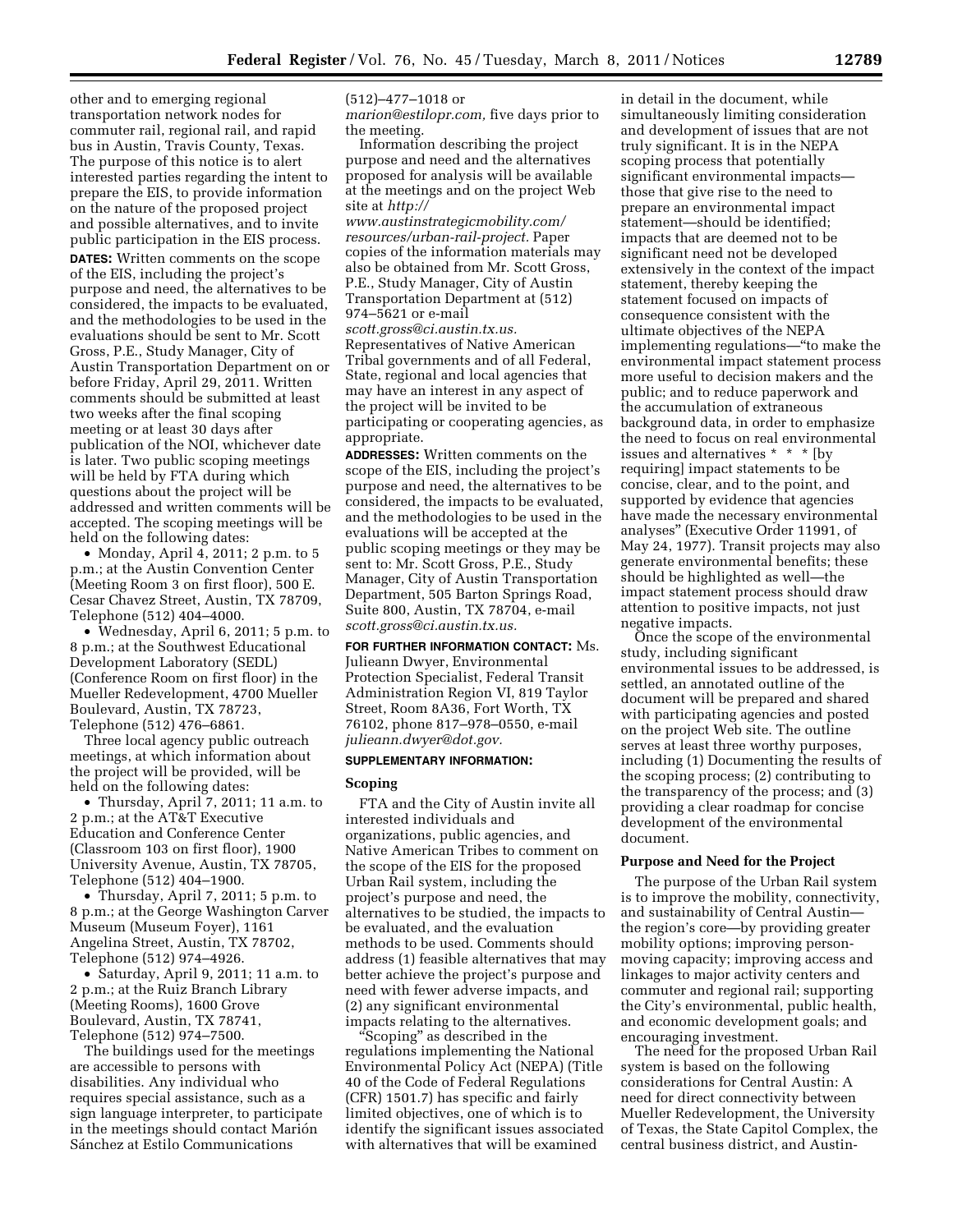other and to emerging regional transportation network nodes for commuter rail, regional rail, and rapid bus in Austin, Travis County, Texas. The purpose of this notice is to alert interested parties regarding the intent to prepare the EIS, to provide information on the nature of the proposed project and possible alternatives, and to invite public participation in the EIS process.

**DATES:** Written comments on the scope of the EIS, including the project's purpose and need, the alternatives to be considered, the impacts to be evaluated, and the methodologies to be used in the evaluations should be sent to Mr. Scott Gross, P.E., Study Manager, City of Austin Transportation Department on or before Friday, April 29, 2011. Written comments should be submitted at least two weeks after the final scoping meeting or at least 30 days after publication of the NOI, whichever date is later. Two public scoping meetings will be held by FTA during which questions about the project will be addressed and written comments will be accepted. The scoping meetings will be held on the following dates:

- Monday, April 4, 2011; 2 p.m. to 5 p.m.; at the Austin Convention Center (Meeting Room 3 on first floor), 500 E. Cesar Chavez Street, Austin, TX 78709, Telephone (512) 404–4000.
- Wednesday, April 6, 2011; 5 p.m. to 8 p.m.; at the Southwest Educational Development Laboratory (SEDL) (Conference Room on first floor) in the Mueller Redevelopment, 4700 Mueller Boulevard, Austin, TX 78723, Telephone (512) 476–6861.

Three local agency public outreach meetings, at which information about the project will be provided, will be held on the following dates:

- Thursday, April 7, 2011; 11 a.m. to 2 p.m.; at the AT&T Executive Education and Conference Center (Classroom 103 on first floor), 1900 University Avenue, Austin, TX 78705, Telephone (512) 404–1900.
- Thursday, April 7, 2011; 5 p.m. to 8 p.m.; at the George Washington Carver Museum (Museum Foyer), 1161 Angelina Street, Austin, TX 78702, Telephone (512) 974–4926.
- Saturday, April 9, 2011; 11 a.m. to 2 p.m.; at the Ruiz Branch Library (Meeting Rooms), 1600 Grove Boulevard, Austin, TX 78741, Telephone (512) 974–7500.

The buildings used for the meetings are accessible to persons with disabilities. Any individual who requires special assistance, such as a sign language interpreter, to participate in the meetings should contact Marión Sánchez at Estilo Communications (512)–477–1018 or *marion@estilopr.com,* five days prior to the meeting.

Information describing the project purpose and need and the alternatives proposed for analysis will be available at the meetings and on the project Web site at *http://www.austinstrategicmobility.com/resources/urban-rail-project.* Paper copies of the information materials may also be obtained from Mr. Scott Gross, P.E., Study Manager, City of Austin Transportation Department at (512) 974–5621 or e-mail *scott.gross@ci.austin.tx.us.* Representatives of Native American Tribal governments and of all Federal, State, regional and local agencies that may have an interest in any aspect of the project will be invited to be participating or cooperating agencies, as appropriate.

**ADDRESSES:** Written comments on the scope of the EIS, including the project's purpose and need, the alternatives to be considered, the impacts to be evaluated, and the methodologies to be used in the evaluations will be accepted at the public scoping meetings or they may be sent to: Mr. Scott Gross, P.E., Study Manager, City of Austin Transportation Department, 505 Barton Springs Road, Suite 800, Austin, TX 78704, e-mail *scott.gross@ci.austin.tx.us.*

**FOR FURTHER INFORMATION CONTACT:** Ms. Julieann Dwyer, Environmental Protection Specialist, Federal Transit Administration Region VI, 819 Taylor Street, Room 8A36, Fort Worth, TX 76102, phone 817–978–0550, e-mail *julieann.dwyer@dot.gov.*

**SUPPLEMENTARY INFORMATION:**

## Scoping

FTA and the City of Austin invite all interested individuals and organizations, public agencies, and Native American Tribes to comment on the scope of the EIS for the proposed Urban Rail system, including the project's purpose and need, the alternatives to be studied, the impacts to be evaluated, and the evaluation methods to be used. Comments should address (1) feasible alternatives that may better achieve the project's purpose and need with fewer adverse impacts, and (2) any significant environmental impacts relating to the alternatives.

"Scoping" as described in the regulations implementing the National Environmental Policy Act (NEPA) (Title 40 of the Code of Federal Regulations (CFR) 1501.7) has specific and fairly limited objectives, one of which is to identify the significant issues associated with alternatives that will be examined in detail in the document, while simultaneously limiting consideration and development of issues that are not truly significant. It is in the NEPA scoping process that potentially significant environmental impacts—those that give rise to the need to prepare an environmental impact statement—should be identified; impacts that are deemed not to be significant need not be developed extensively in the context of the impact statement, thereby keeping the statement focused on impacts of consequence consistent with the ultimate objectives of the NEPA implementing regulations—"to make the environmental impact statement process more useful to decision makers and the public; and to reduce paperwork and the accumulation of extraneous background data, in order to emphasize the need to focus on real environmental issues and alternatives * * * [by requiring] impact statements to be concise, clear, and to the point, and supported by evidence that agencies have made the necessary environmental analyses" (Executive Order 11991, of May 24, 1977). Transit projects may also generate environmental benefits; these should be highlighted as well—the impact statement process should draw attention to positive impacts, not just negative impacts.

Once the scope of the environmental study, including significant environmental issues to be addressed, is settled, an annotated outline of the document will be prepared and shared with participating agencies and posted on the project Web site. The outline serves at least three worthy purposes, including (1) Documenting the results of the scoping process; (2) contributing to the transparency of the process; and (3) providing a clear roadmap for concise development of the environmental document.

## Purpose and Need for the Project

The purpose of the Urban Rail system is to improve the mobility, connectivity, and sustainability of Central Austin—the region's core—by providing greater mobility options; improving person-moving capacity; improving access and linkages to major activity centers and commuter and regional rail; supporting the City's environmental, public health, and economic development goals; and encouraging investment.

The need for the proposed Urban Rail system is based on the following considerations for Central Austin: A need for direct connectivity between Mueller Redevelopment, the University of Texas, the State Capitol Complex, the central business district, and Austin-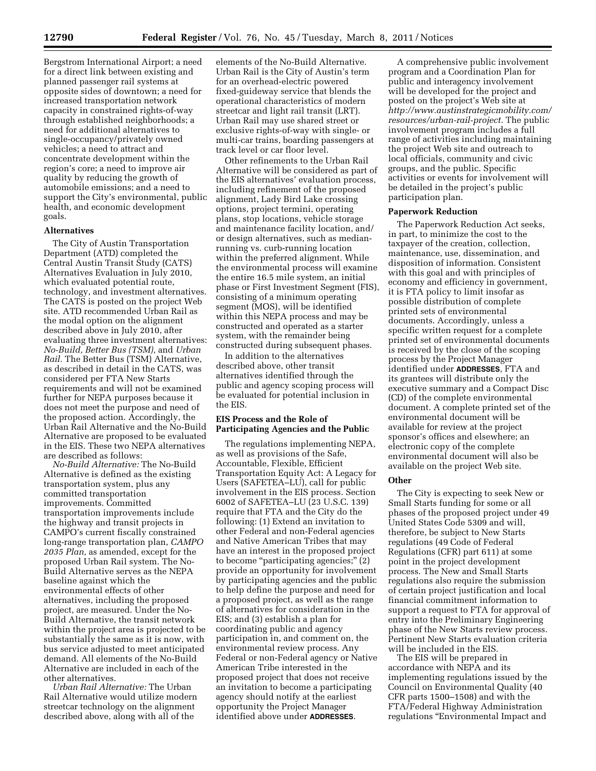Bergstrom International Airport; a need for a direct link between existing and planned passenger rail systems at opposite sides of downtown; a need for increased transportation network capacity in constrained rights-of-way through established neighborhoods; a need for additional alternatives to single-occupancy/privately owned vehicles; a need to attract and concentrate development within the region's core; a need to improve air quality by reducing the growth of automobile emissions; and a need to support the City's environmental, public health, and economic development goals.

## Alternatives

The City of Austin Transportation Department (ATD) completed the Central Austin Transit Study (CATS) Alternatives Evaluation in July 2010, which evaluated potential route, technology, and investment alternatives. The CATS is posted on the project Web site. ATD recommended Urban Rail as the modal option on the alignment described above in July 2010, after evaluating three investment alternatives: *No-Build, Better Bus (TSM),* and *Urban Rail.* The Better Bus (TSM) Alternative, as described in detail in the CATS, was considered per FTA New Starts requirements and will not be examined further for NEPA purposes because it does not meet the purpose and need of the proposed action. Accordingly, the Urban Rail Alternative and the No-Build Alternative are proposed to be evaluated in the EIS. These two NEPA alternatives are described as follows:

*No-Build Alternative:* The No-Build Alternative is defined as the existing transportation system, plus any committed transportation improvements. Committed transportation improvements include the highway and transit projects in CAMPO's current fiscally constrained long-range transportation plan, *CAMPO 2035 Plan,* as amended, except for the proposed Urban Rail system. The No-Build Alternative serves as the NEPA baseline against which the environmental effects of other alternatives, including the proposed project, are measured. Under the No-Build Alternative, the transit network within the project area is projected to be substantially the same as it is now, with bus service adjusted to meet anticipated demand. All elements of the No-Build Alternative are included in each of the other alternatives.

*Urban Rail Alternative:* The Urban Rail Alternative would utilize modern streetcar technology on the alignment described above, along with all of the elements of the No-Build Alternative. Urban Rail is the City of Austin's term for an overhead-electric powered fixed-guideway service that blends the operational characteristics of modern streetcar and light rail transit (LRT). Urban Rail may use shared street or exclusive rights-of-way with single- or multi-car trains, boarding passengers at track level or car floor level.

Other refinements to the Urban Rail Alternative will be considered as part of the EIS alternatives' evaluation process, including refinement of the proposed alignment, Lady Bird Lake crossing options, project termini, operating plans, stop locations, vehicle storage and maintenance facility location, and/or design alternatives, such as median-running vs. curb-running location within the preferred alignment. While the environmental process will examine the entire 16.5 mile system, an initial phase or First Investment Segment (FIS), consisting of a minimum operating segment (MOS), will be identified within this NEPA process and may be constructed and operated as a starter system, with the remainder being constructed during subsequent phases.

In addition to the alternatives described above, other transit alternatives identified through the public and agency scoping process will be evaluated for potential inclusion in the EIS.

## EIS Process and the Role of Participating Agencies and the Public

The regulations implementing NEPA, as well as provisions of the Safe, Accountable, Flexible, Efficient Transportation Equity Act: A Legacy for Users (SAFETEA–LU), call for public involvement in the EIS process. Section 6002 of SAFETEA–LU (23 U.S.C. 139) require that FTA and the City do the following: (1) Extend an invitation to other Federal and non-Federal agencies and Native American Tribes that may have an interest in the proposed project to become "participating agencies;" (2) provide an opportunity for involvement by participating agencies and the public to help define the purpose and need for a proposed project, as well as the range of alternatives for consideration in the EIS; and (3) establish a plan for coordinating public and agency participation in, and comment on, the environmental review process. Any Federal or non-Federal agency or Native American Tribe interested in the proposed project that does not receive an invitation to become a participating agency should notify at the earliest opportunity the Project Manager identified above under **ADDRESSES**.

A comprehensive public involvement program and a Coordination Plan for public and interagency involvement will be developed for the project and posted on the project's Web site at *http://www.austinstrategicmobility.com/resources/urban-rail-project.* The public involvement program includes a full range of activities including maintaining the project Web site and outreach to local officials, community and civic groups, and the public. Specific activities or events for involvement will be detailed in the project's public participation plan.

## Paperwork Reduction

The Paperwork Reduction Act seeks, in part, to minimize the cost to the taxpayer of the creation, collection, maintenance, use, dissemination, and disposition of information. Consistent with this goal and with principles of economy and efficiency in government, it is FTA policy to limit insofar as possible distribution of complete printed sets of environmental documents. Accordingly, unless a specific written request for a complete printed set of environmental documents is received by the close of the scoping process by the Project Manager identified under **ADDRESSES**, FTA and its grantees will distribute only the executive summary and a Compact Disc (CD) of the complete environmental document. A complete printed set of the environmental document will be available for review at the project sponsor's offices and elsewhere; an electronic copy of the complete environmental document will also be available on the project Web site.

## Other

The City is expecting to seek New or Small Starts funding for some or all phases of the proposed project under 49 United States Code 5309 and will, therefore, be subject to New Starts regulations (49 Code of Federal Regulations (CFR) part 611) at some point in the project development process. The New and Small Starts regulations also require the submission of certain project justification and local financial commitment information to support a request to FTA for approval of entry into the Preliminary Engineering phase of the New Starts review process. Pertinent New Starts evaluation criteria will be included in the EIS.

The EIS will be prepared in accordance with NEPA and its implementing regulations issued by the Council on Environmental Quality (40 CFR parts 1500–1508) and with the FTA/Federal Highway Administration regulations "Environmental Impact and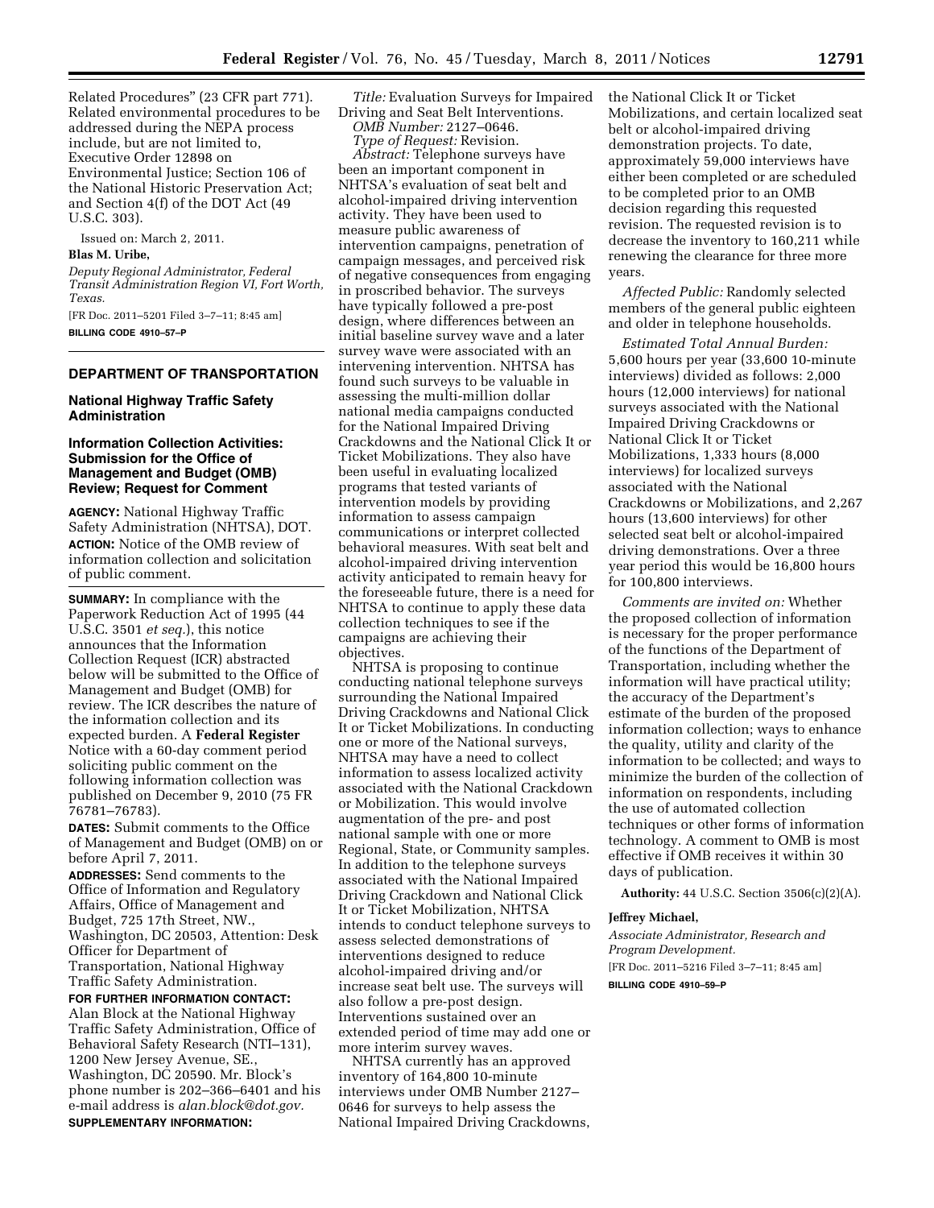Related Procedures" (23 CFR part 771). Related environmental procedures to be addressed during the NEPA process include, but are not limited to, Executive Order 12898 on Environmental Justice; Section 106 of the National Historic Preservation Act; and Section 4(f) of the DOT Act (49 U.S.C. 303).

Issued on: March 2, 2011.

**Blas M. Uribe,**

*Deputy Regional Administrator, Federal Transit Administration Region VI, Fort Worth, Texas.*

[FR Doc. 2011–5201 Filed 3–7–11; 8:45 am]

**BILLING CODE 4910–57–P**

## DEPARTMENT OF TRANSPORTATION

### National Highway Traffic Safety Administration

### Information Collection Activities: Submission for the Office of Management and Budget (OMB) Review; Request for Comment

**AGENCY:** National Highway Traffic Safety Administration (NHTSA), DOT.

**ACTION:** Notice of the OMB review of information collection and solicitation of public comment.

**SUMMARY:** In compliance with the Paperwork Reduction Act of 1995 (44 U.S.C. 3501 *et seq.*), this notice announces that the Information Collection Request (ICR) abstracted below will be submitted to the Office of Management and Budget (OMB) for review. The ICR describes the nature of the information collection and its expected burden. A **Federal Register** Notice with a 60-day comment period soliciting public comment on the following information collection was published on December 9, 2010 (75 FR 76781–76783).

**DATES:** Submit comments to the Office of Management and Budget (OMB) on or before April 7, 2011.

**ADDRESSES:** Send comments to the Office of Information and Regulatory Affairs, Office of Management and Budget, 725 17th Street, NW., Washington, DC 20503, Attention: Desk Officer for Department of Transportation, National Highway Traffic Safety Administration.

**FOR FURTHER INFORMATION CONTACT:** Alan Block at the National Highway Traffic Safety Administration, Office of Behavioral Safety Research (NTI–131), 1200 New Jersey Avenue, SE., Washington, DC 20590. Mr. Block's phone number is 202–366–6401 and his e-mail address is *alan.block@dot.gov.*

**SUPPLEMENTARY INFORMATION:**

*Title:* Evaluation Surveys for Impaired Driving and Seat Belt Interventions.

*OMB Number:* 2127–0646.

*Type of Request:* Revision.

*Abstract:* Telephone surveys have been an important component in NHTSA's evaluation of seat belt and alcohol-impaired driving intervention activity. They have been used to measure public awareness of intervention campaigns, penetration of campaign messages, and perceived risk of negative consequences from engaging in proscribed behavior. The surveys have typically followed a pre-post design, where differences between an initial baseline survey wave and a later survey wave were associated with an intervening intervention. NHTSA has found such surveys to be valuable in assessing the multi-million dollar national media campaigns conducted for the National Impaired Driving Crackdowns and the National Click It or Ticket Mobilizations. They also have been useful in evaluating localized programs that tested variants of intervention models by providing information to assess campaign communications or interpret collected behavioral measures. With seat belt and alcohol-impaired driving intervention activity anticipated to remain heavy for the foreseeable future, there is a need for NHTSA to continue to apply these data collection techniques to see if the campaigns are achieving their objectives.

NHTSA is proposing to continue conducting national telephone surveys surrounding the National Impaired Driving Crackdowns and National Click It or Ticket Mobilizations. In conducting one or more of the National surveys, NHTSA may have a need to collect information to assess localized activity associated with the National Crackdown or Mobilization. This would involve augmentation of the pre- and post national sample with one or more Regional, State, or Community samples. In addition to the telephone surveys associated with the National Impaired Driving Crackdown and National Click It or Ticket Mobilization, NHTSA intends to conduct telephone surveys to assess selected demonstrations of interventions designed to reduce alcohol-impaired driving and/or increase seat belt use. The surveys will also follow a pre-post design. Interventions sustained over an extended period of time may add one or more interim survey waves.

NHTSA currently has an approved inventory of 164,800 10-minute interviews under OMB Number 2127–0646 for surveys to help assess the National Impaired Driving Crackdowns, the National Click It or Ticket Mobilizations, and certain localized seat belt or alcohol-impaired driving demonstration projects. To date, approximately 59,000 interviews have either been completed or are scheduled to be completed prior to an OMB decision regarding this requested revision. The requested revision is to decrease the inventory to 160,211 while renewing the clearance for three more years.

*Affected Public:* Randomly selected members of the general public eighteen and older in telephone households.

*Estimated Total Annual Burden:* 5,600 hours per year (33,600 10-minute interviews) divided as follows: 2,000 hours (12,000 interviews) for national surveys associated with the National Impaired Driving Crackdowns or National Click It or Ticket Mobilizations, 1,333 hours (8,000 interviews) for localized surveys associated with the National Crackdowns or Mobilizations, and 2,267 hours (13,600 interviews) for other selected seat belt or alcohol-impaired driving demonstrations. Over a three year period this would be 16,800 hours for 100,800 interviews.

*Comments are invited on:* Whether the proposed collection of information is necessary for the proper performance of the functions of the Department of Transportation, including whether the information will have practical utility; the accuracy of the Department's estimate of the burden of the proposed information collection; ways to enhance the quality, utility and clarity of the information to be collected; and ways to minimize the burden of the collection of information on respondents, including the use of automated collection techniques or other forms of information technology. A comment to OMB is most effective if OMB receives it within 30 days of publication.

**Authority:** 44 U.S.C. Section 3506(c)(2)(A).

**Jeffrey Michael,**

*Associate Administrator, Research and Program Development.*

[FR Doc. 2011–5216 Filed 3–7–11; 8:45 am]

**BILLING CODE 4910–59–P**